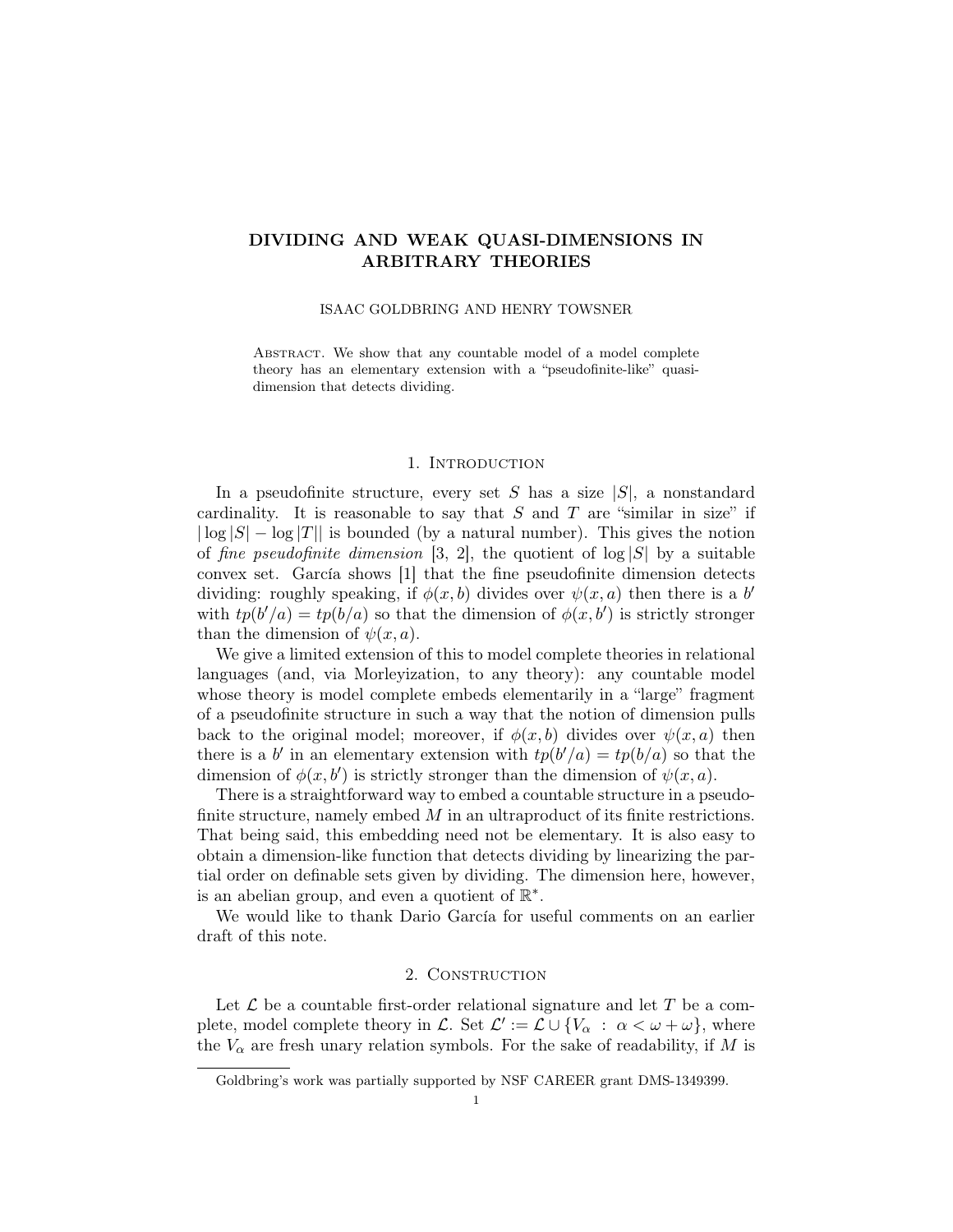# DIVIDING AND WEAK QUASI-DIMENSIONS IN ARBITRARY THEORIES

ISAAC GOLDBRING AND HENRY TOWSNER

Abstract. We show that any countable model of a model complete theory has an elementary extension with a "pseudofinite-like" quasi-dimension that detects dividing.

## 1. Introduction

In a pseudofinite structure, every set $S$ has a size $|S|$, a nonstandard cardinality. It is reasonable to say that $S$ and $T$ are "similar in size" if $|\log|S| - \log|T||$ is bounded (by a natural number). This gives the notion of *fine pseudofinite dimension* [3, 2], the quotient of $\log|S|$ by a suitable convex set. García shows [1] that the fine pseudofinite dimension detects dividing: roughly speaking, if $\phi(x, b)$ divides over $\psi(x, a)$ then there is a $b'$ with $tp(b'/a) = tp(b/a)$ so that the dimension of $\phi(x, b')$ is strictly stronger than the dimension of $\psi(x, a)$.

We give a limited extension of this to model complete theories in relational languages (and, via Morleyization, to any theory): any countable model whose theory is model complete embeds elementarily in a "large" fragment of a pseudofinite structure in such a way that the notion of dimension pulls back to the original model; moreover, if $\phi(x, b)$ divides over $\psi(x, a)$ then there is a $b'$ in an elementary extension with $tp(b'/a) = tp(b/a)$ so that the dimension of $\phi(x, b')$ is strictly stronger than the dimension of $\psi(x, a)$.

There is a straightforward way to embed a countable structure in a pseudofinite structure, namely embed $M$ in an ultraproduct of its finite restrictions. That being said, this embedding need not be elementary. It is also easy to obtain a dimension-like function that detects dividing by linearizing the partial order on definable sets given by dividing. The dimension here, however, is an abelian group, and even a quotient of $\mathbb{R}^*$.

We would like to thank Dario García for useful comments on an earlier draft of this note.

## 2. Construction

Let $\mathcal{L}$ be a countable first-order relational signature and let $T$ be a complete, model complete theory in $\mathcal{L}$. Set $\mathcal{L}' := \mathcal{L} \cup \{V_\alpha : \alpha < \omega + \omega\}$, where the $V_\alpha$ are fresh unary relation symbols. For the sake of readability, if $M$ is

Goldbring's work was partially supported by NSF CAREER grant DMS-1349399.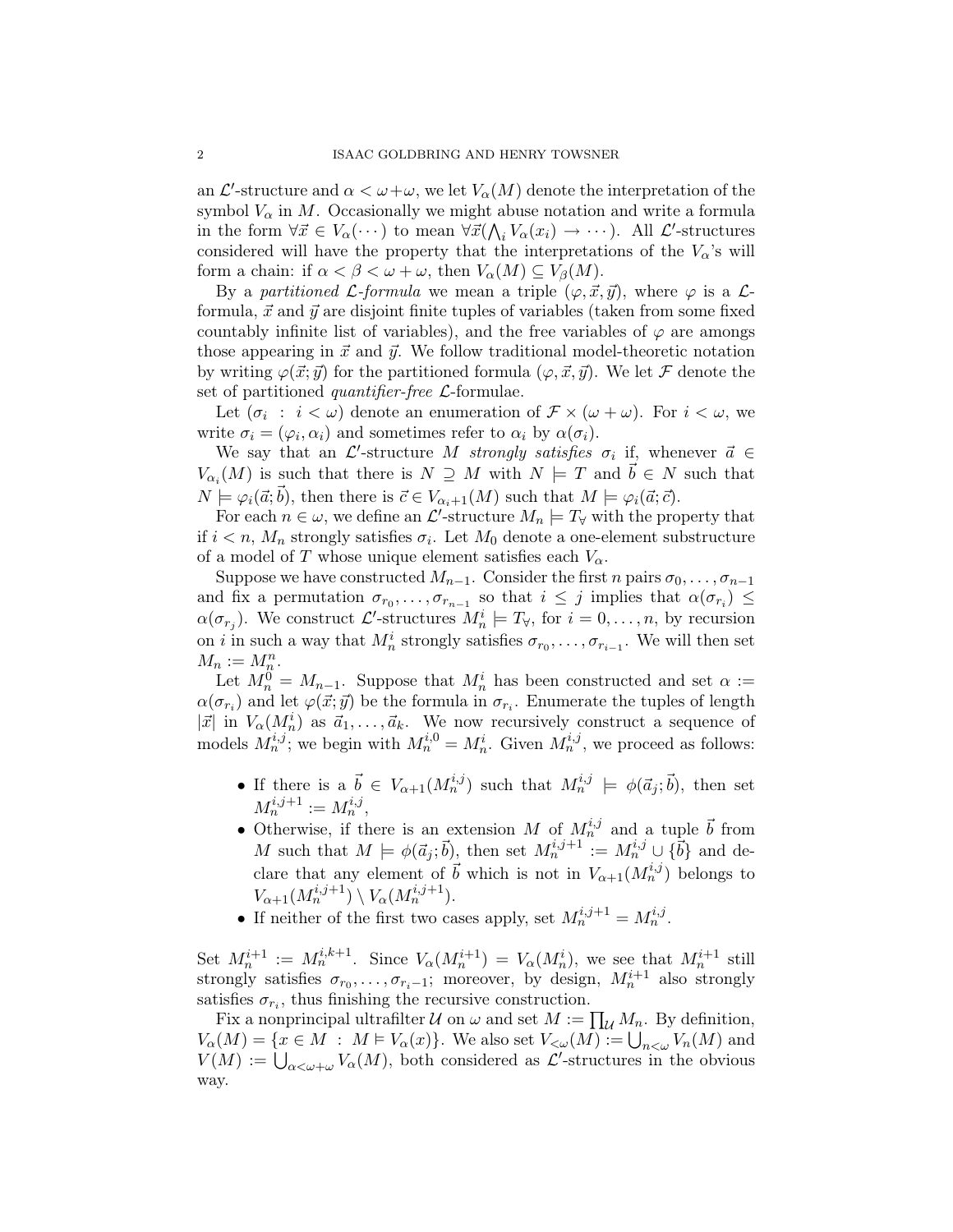an $\mathcal{L}'$-structure and $\alpha < \omega+\omega$, we let $V_\alpha(M)$ denote the interpretation of the symbol $V_\alpha$ in $M$. Occasionally we might abuse notation and write a formula in the form $\forall \vec{x} \in V_\alpha(\cdots)$ to mean $\forall \vec{x}(\bigwedge_i V_\alpha(x_i) \to \cdots)$. All $\mathcal{L}'$-structures considered will have the property that the interpretations of the $V_\alpha$'s will form a chain: if $\alpha < \beta < \omega + \omega$, then $V_\alpha(M) \subseteq V_\beta(M)$.

By a *partitioned* $\mathcal{L}$*-formula* we mean a triple $(\varphi, \vec{x}, \vec{y})$, where $\varphi$ is a $\mathcal{L}$-formula, $\vec{x}$ and $\vec{y}$ are disjoint finite tuples of variables (taken from some fixed countably infinite list of variables), and the free variables of $\varphi$ are amongs those appearing in $\vec{x}$ and $\vec{y}$. We follow traditional model-theoretic notation by writing $\varphi(\vec{x};\vec{y})$ for the partitioned formula $(\varphi, \vec{x}, \vec{y})$. We let $\mathcal{F}$ denote the set of partitioned *quantifier-free* $\mathcal{L}$-formulae.

Let $(\sigma_i \ : \ i < \omega)$ denote an enumeration of $\mathcal{F} \times (\omega + \omega)$. For $i < \omega$, we write $\sigma_i = (\varphi_i, \alpha_i)$ and sometimes refer to $\alpha_i$ by $\alpha(\sigma_i)$.

We say that an $\mathcal{L}'$-structure $M$ *strongly satisfies* $\sigma_i$ if, whenever $\vec{a} \in V_{\alpha_i}(M)$ is such that there is $N \supseteq M$ with $N \models T$ and $\vec{b} \in N$ such that $N \models \varphi_i(\vec{a};\vec{b})$, then there is $\vec{c} \in V_{\alpha_i+1}(M)$ such that $M \models \varphi_i(\vec{a};\vec{c})$.

For each $n \in \omega$, we define an $\mathcal{L}'$-structure $M_n \models T_\forall$ with the property that if $i < n$, $M_n$ strongly satisfies $\sigma_i$. Let $M_0$ denote a one-element substructure of a model of $T$ whose unique element satisfies each $V_\alpha$.

Suppose we have constructed $M_{n-1}$. Consider the first $n$ pairs $\sigma_0, \ldots, \sigma_{n-1}$ and fix a permutation $\sigma_{r_0}, \ldots, \sigma_{r_{n-1}}$ so that $i \leq j$ implies that $\alpha(\sigma_{r_i}) \leq \alpha(\sigma_{r_j})$. We construct $\mathcal{L}'$-structures $M_n^i \models T_\forall$, for $i = 0, \ldots, n$, by recursion on $i$ in such a way that $M_n^i$ strongly satisfies $\sigma_{r_0}, \ldots, \sigma_{r_{i-1}}$. We will then set $M_n := M_n^n$.

Let $M_n^0 = M_{n-1}$. Suppose that $M_n^i$ has been constructed and set $\alpha := \alpha(\sigma_{r_i})$ and let $\varphi(\vec{x};\vec{y})$ be the formula in $\sigma_{r_i}$. Enumerate the tuples of length $|\vec{x}|$ in $V_\alpha(M_n^i)$ as $\vec{a}_1, \ldots, \vec{a}_k$. We now recursively construct a sequence of models $M_n^{i,j}$; we begin with $M_n^{i,0} = M_n^i$. Given $M_n^{i,j}$, we proceed as follows:

- If there is a $\vec{b} \in V_{\alpha+1}(M_n^{i,j})$ such that $M_n^{i,j} \models \phi(\vec{a}_j;\vec{b})$, then set $M_n^{i,j+1} := M_n^{i,j}$,
- Otherwise, if there is an extension $M$ of $M_n^{i,j}$ and a tuple $\vec{b}$ from $M$ such that $M \models \phi(\vec{a}_j;\vec{b})$, then set $M_n^{i,j+1} := M_n^{i,j} \cup \{\vec{b}\}$ and declare that any element of $\vec{b}$ which is not in $V_{\alpha+1}(M_n^{i,j})$ belongs to $V_{\alpha+1}(M_n^{i,j+1}) \setminus V_\alpha(M_n^{i,j+1})$.
- If neither of the first two cases apply, set $M_n^{i,j+1} = M_n^{i,j}$.

Set $M_n^{i+1} := M_n^{i,k+1}$. Since $V_\alpha(M_n^{i+1}) = V_\alpha(M_n^i)$, we see that $M_n^{i+1}$ still strongly satisfies $\sigma_{r_0}, \ldots, \sigma_{r_i-1}$; moreover, by design, $M_n^{i+1}$ also strongly satisfies $\sigma_{r_i}$, thus finishing the recursive construction.

Fix a nonprincipal ultrafilter $\mathcal{U}$ on $\omega$ and set $M := \prod_{\mathcal{U}} M_n$. By definition, $V_\alpha(M) = \{x \in M \ : \ M \models V_\alpha(x)\}$. We also set $V_{<\omega}(M) := \bigcup_{n<\omega} V_n(M)$ and $V(M) := \bigcup_{\alpha<\omega+\omega} V_\alpha(M)$, both considered as $\mathcal{L}'$-structures in the obvious way.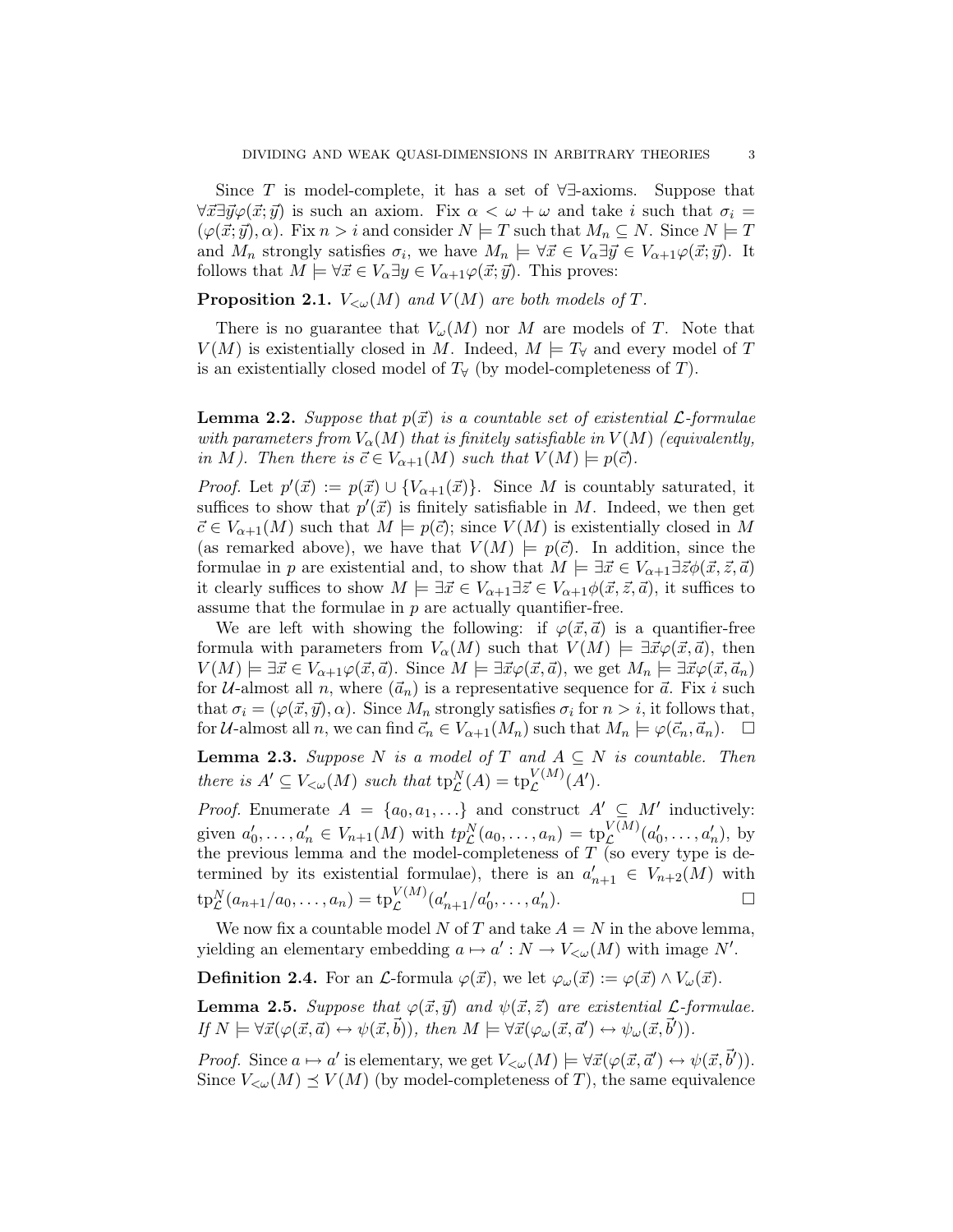Since $T$ is model-complete, it has a set of $\forall\exists$-axioms. Suppose that $\forall\vec{x}\exists\vec{y}\varphi(\vec{x};\vec{y})$ is such an axiom. Fix $\alpha < \omega + \omega$ and take $i$ such that $\sigma_i = (\varphi(\vec{x};\vec{y}), \alpha)$. Fix $n > i$ and consider $N \models T$ such that $M_n \subseteq N$. Since $N \models T$ and $M_n$ strongly satisfies $\sigma_i$, we have $M_n \models \forall\vec{x} \in V_\alpha \exists\vec{y} \in V_{\alpha+1}\varphi(\vec{x};\vec{y})$. It follows that $M \models \forall\vec{x} \in V_\alpha \exists y \in V_{\alpha+1}\varphi(\vec{x};\vec{y})$. This proves:

**Proposition 2.1.** *$V_{<\omega}(M)$ and $V(M)$ are both models of $T$.*

There is no guarantee that $V_\omega(M)$ nor $M$ are models of $T$. Note that $V(M)$ is existentially closed in $M$. Indeed, $M \models T_\forall$ and every model of $T$ is an existentially closed model of $T_\forall$ (by model-completeness of $T$).

**Lemma 2.2.** *Suppose that $p(\vec{x})$ is a countable set of existential $\mathcal{L}$-formulae with parameters from $V_\alpha(M)$ that is finitely satisfiable in $V(M)$ (equivalently, in $M$). Then there is $\vec{c} \in V_{\alpha+1}(M)$ such that $V(M) \models p(\vec{c})$.*

*Proof.* Let $p'(\vec{x}) := p(\vec{x}) \cup \{V_{\alpha+1}(\vec{x})\}$. Since $M$ is countably saturated, it suffices to show that $p'(\vec{x})$ is finitely satisfiable in $M$. Indeed, we then get $\vec{c} \in V_{\alpha+1}(M)$ such that $M \models p(\vec{c})$; since $V(M)$ is existentially closed in $M$ (as remarked above), we have that $V(M) \models p(\vec{c})$. In addition, since the formulae in $p$ are existential and, to show that $M \models \exists\vec{x} \in V_{\alpha+1}\exists\vec{z}\phi(\vec{x},\vec{z},\vec{a})$ it clearly suffices to show $M \models \exists\vec{x} \in V_{\alpha+1}\exists\vec{z} \in V_{\alpha+1}\phi(\vec{x},\vec{z},\vec{a})$, it suffices to assume that the formulae in $p$ are actually quantifier-free.

We are left with showing the following: if $\varphi(\vec{x},\vec{a})$ is a quantifier-free formula with parameters from $V_\alpha(M)$ such that $V(M) \models \exists\vec{x}\varphi(\vec{x},\vec{a})$, then $V(M) \models \exists\vec{x} \in V_{\alpha+1}\varphi(\vec{x},\vec{a})$. Since $M \models \exists\vec{x}\varphi(\vec{x},\vec{a})$, we get $M_n \models \exists\vec{x}\varphi(\vec{x},\vec{a}_n)$ for $\mathcal{U}$-almost all $n$, where $(\vec{a}_n)$ is a representative sequence for $\vec{a}$. Fix $i$ such that $\sigma_i = (\varphi(\vec{x},\vec{y}),\alpha)$. Since $M_n$ strongly satisfies $\sigma_i$ for $n > i$, it follows that, for $\mathcal{U}$-almost all $n$, we can find $\vec{c}_n \in V_{\alpha+1}(M_n)$ such that $M_n \models \varphi(\vec{c}_n,\vec{a}_n)$. $\square$

**Lemma 2.3.** *Suppose $N$ is a model of $T$ and $A \subseteq N$ is countable. Then there is $A' \subseteq V_{<\omega}(M)$ such that $\mathrm{tp}^N_{\mathcal{L}}(A) = \mathrm{tp}^{V(M)}_{\mathcal{L}}(A')$.*

*Proof.* Enumerate $A = \{a_0, a_1, \ldots\}$ and construct $A' \subseteq M'$ inductively: given $a'_0, \ldots, a'_n \in V_{n+1}(M)$ with $tp^N_{\mathcal{L}}(a_0,\ldots,a_n) = \mathrm{tp}^{V(M)}_{\mathcal{L}}(a'_0,\ldots,a'_n)$, by the previous lemma and the model-completeness of $T$ (so every type is determined by its existential formulae), there is an $a'_{n+1} \in V_{n+2}(M)$ with $\mathrm{tp}^N_{\mathcal{L}}(a_{n+1}/a_0,\ldots,a_n) = \mathrm{tp}^{V(M)}_{\mathcal{L}}(a'_{n+1}/a'_0,\ldots,a'_n)$. $\square$

We now fix a countable model $N$ of $T$ and take $A = N$ in the above lemma, yielding an elementary embedding $a \mapsto a' : N \to V_{<\omega}(M)$ with image $N'$.

**Definition 2.4.** For an $\mathcal{L}$-formula $\varphi(\vec{x})$, we let $\varphi_\omega(\vec{x}) := \varphi(\vec{x}) \wedge V_\omega(\vec{x})$.

**Lemma 2.5.** *Suppose that $\varphi(\vec{x},\vec{y})$ and $\psi(\vec{x},\vec{z})$ are existential $\mathcal{L}$-formulae. If $N \models \forall\vec{x}(\varphi(\vec{x},\vec{a}) \leftrightarrow \psi(\vec{x},\vec{b}))$, then $M \models \forall\vec{x}(\varphi_\omega(\vec{x},\vec{a}') \leftrightarrow \psi_\omega(\vec{x},\vec{b}'))$.*

*Proof.* Since $a \mapsto a'$ is elementary, we get $V_{<\omega}(M) \models \forall\vec{x}(\varphi(\vec{x},\vec{a}') \leftrightarrow \psi(\vec{x},\vec{b}'))$. Since $V_{<\omega}(M) \preceq V(M)$ (by model-completeness of $T$), the same equivalence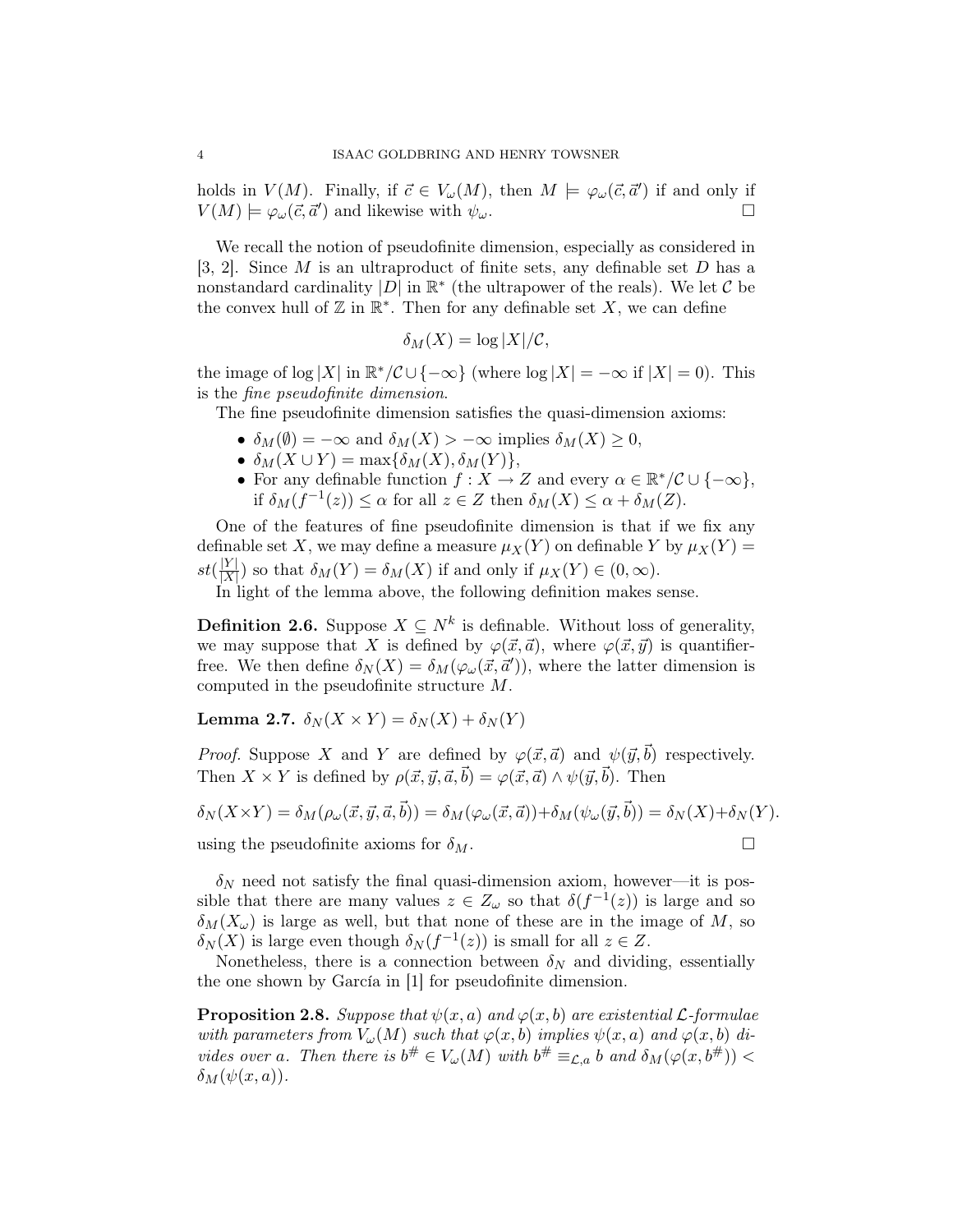holds in $V(M)$. Finally, if $\vec{c} \in V_\omega(M)$, then $M \models \varphi_\omega(\vec{c}, \vec{a}')$ if and only if $V(M) \models \varphi_\omega(\vec{c}, \vec{a}')$ and likewise with $\psi_\omega$. □

We recall the notion of pseudofinite dimension, especially as considered in [3, 2]. Since $M$ is an ultraproduct of finite sets, any definable set $D$ has a nonstandard cardinality $|D|$ in $\mathbb{R}^*$ (the ultrapower of the reals). We let $\mathcal{C}$ be the convex hull of $\mathbb{Z}$ in $\mathbb{R}^*$. Then for any definable set $X$, we can define

$$\delta_M(X) = \log |X|/\mathcal{C},$$

the image of $\log |X|$ in $\mathbb{R}^*/\mathcal{C} \cup \{-\infty\}$ (where $\log |X| = -\infty$ if $|X| = 0$). This is the *fine pseudofinite dimension*.

The fine pseudofinite dimension satisfies the quasi-dimension axioms:

- $\delta_M(\emptyset) = -\infty$ and $\delta_M(X) > -\infty$ implies $\delta_M(X) \geq 0$,
- $\delta_M(X \cup Y) = \max\{\delta_M(X), \delta_M(Y)\}$,
- For any definable function $f : X \to Z$ and every $\alpha \in \mathbb{R}^*/\mathcal{C} \cup \{-\infty\}$, if $\delta_M(f^{-1}(z)) \leq \alpha$ for all $z \in Z$ then $\delta_M(X) \leq \alpha + \delta_M(Z)$.

One of the features of fine pseudofinite dimension is that if we fix any definable set $X$, we may define a measure $\mu_X(Y)$ on definable $Y$ by $\mu_X(Y) = st(\frac{|Y|}{|X|})$ so that $\delta_M(Y) = \delta_M(X)$ if and only if $\mu_X(Y) \in (0, \infty)$.

In light of the lemma above, the following definition makes sense.

**Definition 2.6.** Suppose $X \subseteq N^k$ is definable. Without loss of generality, we may suppose that $X$ is defined by $\varphi(\vec{x}, \vec{a})$, where $\varphi(\vec{x}, \vec{y})$ is quantifier-free. We then define $\delta_N(X) = \delta_M(\varphi_\omega(\vec{x}, \vec{a}'))$, where the latter dimension is computed in the pseudofinite structure $M$.

**Lemma 2.7.** $\delta_N(X \times Y) = \delta_N(X) + \delta_N(Y)$

*Proof.* Suppose $X$ and $Y$ are defined by $\varphi(\vec{x}, \vec{a})$ and $\psi(\vec{y}, \vec{b})$ respectively. Then $X \times Y$ is defined by $\rho(\vec{x}, \vec{y}, \vec{a}, \vec{b}) = \varphi(\vec{x}, \vec{a}) \wedge \psi(\vec{y}, \vec{b})$. Then

$$\delta_N(X \times Y) = \delta_M(\rho_\omega(\vec{x}, \vec{y}, \vec{a}, \vec{b})) = \delta_M(\varphi_\omega(\vec{x}, \vec{a})) + \delta_M(\psi_\omega(\vec{y}, \vec{b})) = \delta_N(X) + \delta_N(Y).$$

using the pseudofinite axioms for $\delta_M$. □

$\delta_N$ need not satisfy the final quasi-dimension axiom, however—it is possible that there are many values $z \in Z_\omega$ so that $\delta(f^{-1}(z))$ is large and so $\delta_M(X_\omega)$ is large as well, but that none of these are in the image of $M$, so $\delta_N(X)$ is large even though $\delta_N(f^{-1}(z))$ is small for all $z \in Z$.

Nonetheless, there is a connection between $\delta_N$ and dividing, essentially the one shown by García in [1] for pseudofinite dimension.

**Proposition 2.8.** *Suppose that $\psi(x, a)$ and $\varphi(x, b)$ are existential $\mathcal{L}$-formulae with parameters from $V_\omega(M)$ such that $\varphi(x, b)$ implies $\psi(x, a)$ and $\varphi(x, b)$ divides over $a$. Then there is $b^\# \in V_\omega(M)$ with $b^\# \equiv_{\mathcal{L},a} b$ and $\delta_M(\varphi(x, b^\#)) < \delta_M(\psi(x, a))$.*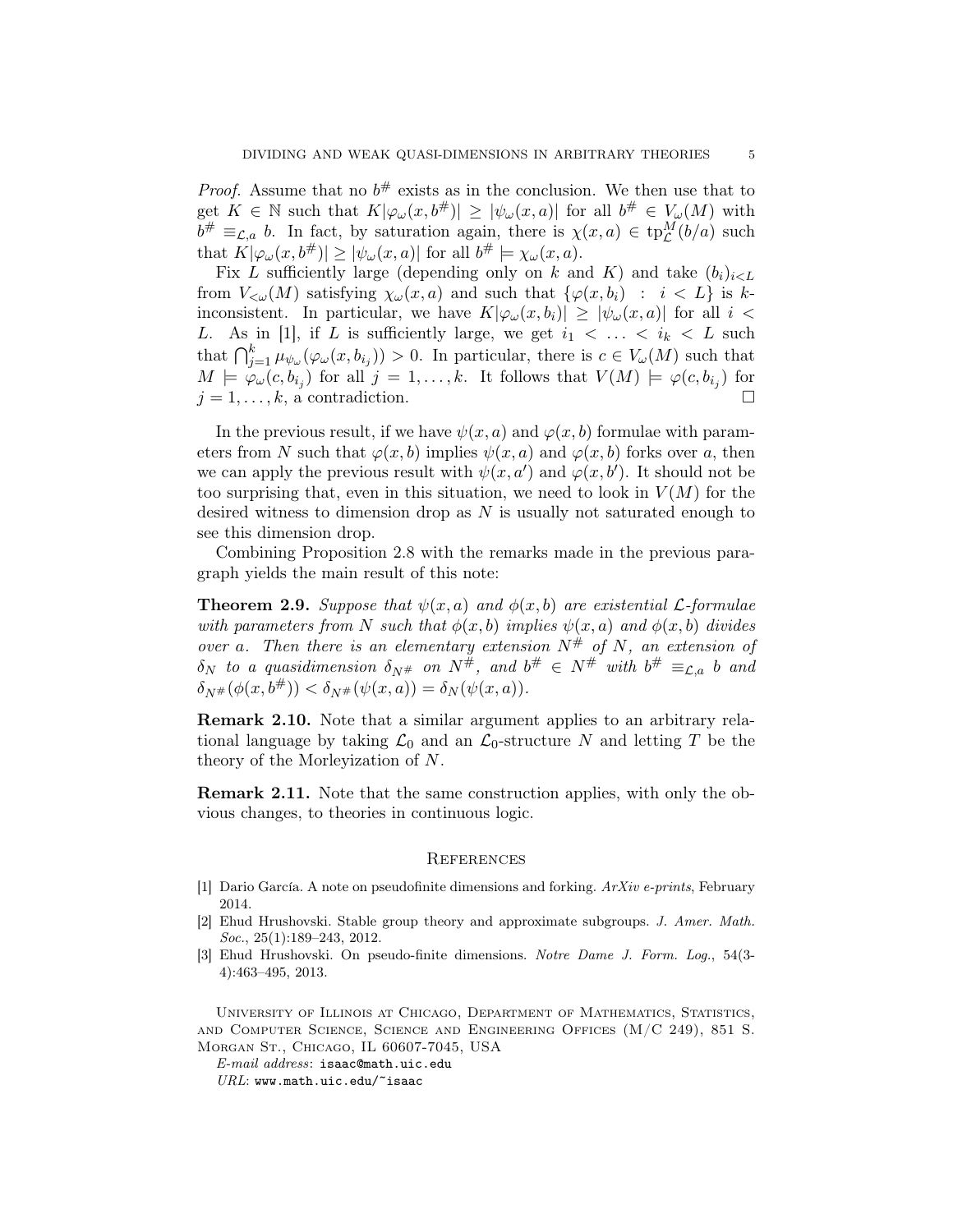*Proof.* Assume that no $b^\#$ exists as in the conclusion. We then use that to get $K \in \mathbb{N}$ such that $K|\varphi_\omega(x, b^\#)| \geq |\psi_\omega(x, a)|$ for all $b^\# \in V_\omega(M)$ with $b^\# \equiv_{\mathcal{L},a} b$. In fact, by saturation again, there is $\chi(x, a) \in \mathrm{tp}^M_{\mathcal{L}}(b/a)$ such that $K|\varphi_\omega(x, b^\#)| \geq |\psi_\omega(x, a)|$ for all $b^\# \models \chi_\omega(x, a)$.

Fix $L$ sufficiently large (depending only on $k$ and $K$) and take $(b_i)_{i<L}$ from $V_{<\omega}(M)$ satisfying $\chi_\omega(x, a)$ and such that $\{\varphi(x, b_i) \ : \ i < L\}$ is $k$-inconsistent. In particular, we have $K|\varphi_\omega(x, b_i)| \geq |\psi_\omega(x, a)|$ for all $i < L$. As in [1], if $L$ is sufficiently large, we get $i_1 < \ldots < i_k < L$ such that $\bigcap_{j=1}^k \mu_{\psi_\omega}(\varphi_\omega(x, b_{i_j})) > 0$. In particular, there is $c \in V_\omega(M)$ such that $M \models \varphi_\omega(c, b_{i_j})$ for all $j = 1, \ldots, k$. It follows that $V(M) \models \varphi(c, b_{i_j})$ for $j = 1, \ldots, k$, a contradiction. $\square$

In the previous result, if we have $\psi(x, a)$ and $\varphi(x, b)$ formulae with parameters from $N$ such that $\varphi(x, b)$ implies $\psi(x, a)$ and $\varphi(x, b)$ forks over $a$, then we can apply the previous result with $\psi(x, a')$ and $\varphi(x, b')$. It should not be too surprising that, even in this situation, we need to look in $V(M)$ for the desired witness to dimension drop as $N$ is usually not saturated enough to see this dimension drop.

Combining Proposition 2.8 with the remarks made in the previous paragraph yields the main result of this note:

**Theorem 2.9.** *Suppose that $\psi(x, a)$ and $\phi(x, b)$ are existential $\mathcal{L}$-formulae with parameters from $N$ such that $\phi(x, b)$ implies $\psi(x, a)$ and $\phi(x, b)$ divides over $a$. Then there is an elementary extension $N^\#$ of $N$, an extension of $\delta_N$ to a quasidimension $\delta_{N^\#}$ on $N^\#$, and $b^\# \in N^\#$ with $b^\# \equiv_{\mathcal{L},a} b$ and $\delta_{N^\#}(\phi(x, b^\#)) < \delta_{N^\#}(\psi(x, a)) = \delta_N(\psi(x, a))$.*

**Remark 2.10.** Note that a similar argument applies to an arbitrary relational language by taking $\mathcal{L}_0$ and an $\mathcal{L}_0$-structure $N$ and letting $T$ be the theory of the Morleyization of $N$.

**Remark 2.11.** Note that the same construction applies, with only the obvious changes, to theories in continuous logic.

## References

[1] Dario García. A note on pseudofinite dimensions and forking. *ArXiv e-prints*, February 2014.

[2] Ehud Hrushovski. Stable group theory and approximate subgroups. *J. Amer. Math. Soc.*, 25(1):189–243, 2012.

[3] Ehud Hrushovski. On pseudo-finite dimensions. *Notre Dame J. Form. Log.*, 54(3-4):463–495, 2013.

University of Illinois at Chicago, Department of Mathematics, Statistics, and Computer Science, Science and Engineering Offices (M/C 249), 851 S. Morgan St., Chicago, IL 60607-7045, USA

*E-mail address*: isaac@math.uic.edu

*URL*: www.math.uic.edu/~isaac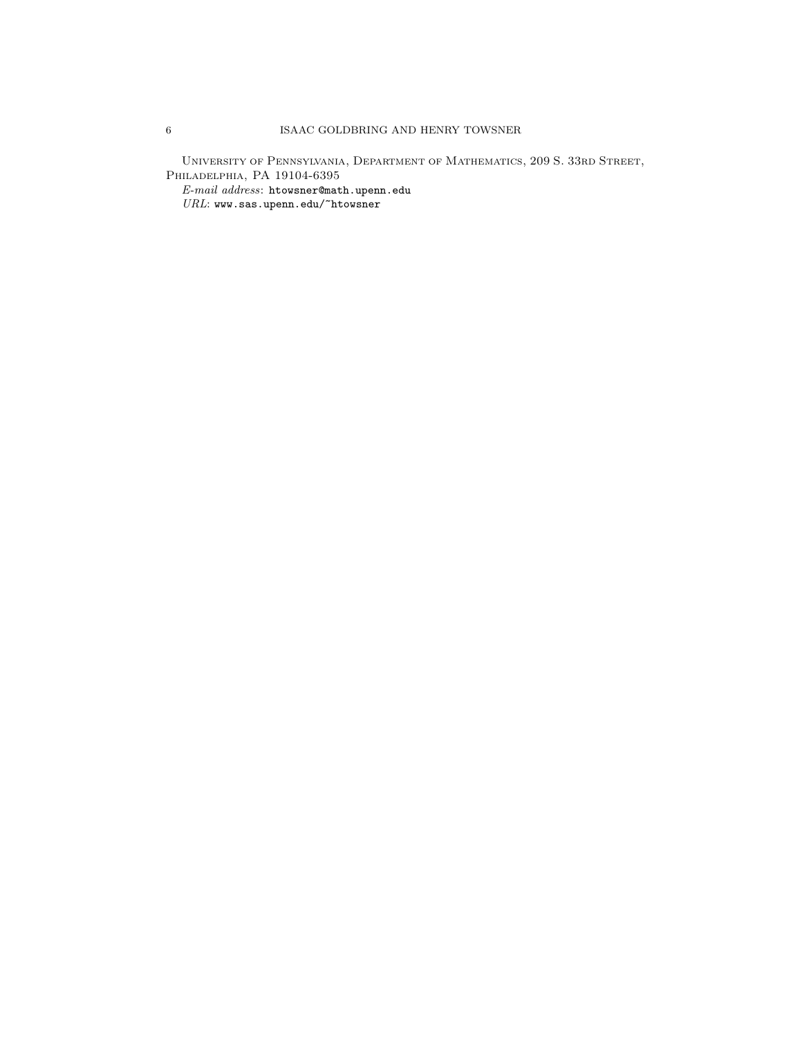University of Pennsylvania, Department of Mathematics, 209 S. 33rd Street, Philadelphia, PA 19104-6395

*E-mail address*: htowsner@math.upenn.edu

*URL*: www.sas.upenn.edu/~htowsner